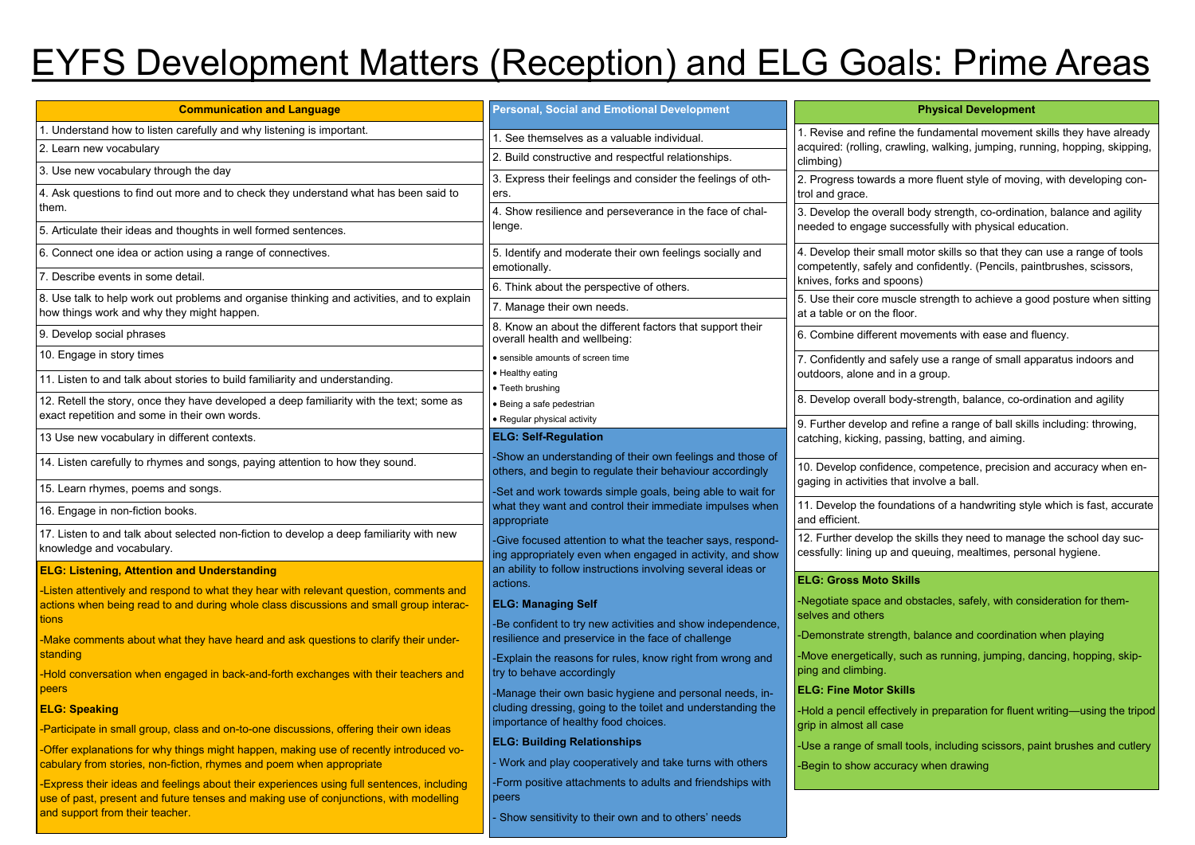# EYFS Development Matters (Reception) and ELG Goals: Prime Areas

## Communication and Language

1. Understand how to listen carefully and why listening is important.
2. Learn new vocabulary
3. Use new vocabulary through the day
4. Ask questions to find out more and to check they understand what has been said to them.
5. Articulate their ideas and thoughts in well formed sentences.
6. Connect one idea or action using a range of connectives.
7. Describe events in some detail.
8. Use talk to help work out problems and organise thinking and activities, and to explain how things work and why they might happen.
9. Develop social phrases
10. Engage in story times
11. Listen to and talk about stories to build familiarity and understanding.
12. Retell the story, once they have developed a deep familiarity with the text; some as exact repetition and some in their own words.
13 Use new vocabulary in different contexts.
14. Listen carefully to rhymes and songs, paying attention to how they sound.
15. Learn rhymes, poems and songs.
16. Engage in non-fiction books.
17. Listen to and talk about selected non-fiction to develop a deep familiarity with new knowledge and vocabulary.

**ELG: Listening, Attention and Understanding**

-Listen attentively and respond to what they hear with relevant question, comments and actions when being read to and during whole class discussions and small group interactions

-Make comments about what they have heard and ask questions to clarify their understanding

-Hold conversation when engaged in back-and-forth exchanges with their teachers and peers

**ELG: Speaking**

-Participate in small group, class and on-to-one discussions, offering their own ideas

-Offer explanations for why things might happen, making use of recently introduced vocabulary from stories, non-fiction, rhymes and poem when appropriate

-Express their ideas and feelings about their experiences using full sentences, including use of past, present and future tenses and making use of conjunctions, with modelling and support from their teacher.

## Personal, Social and Emotional Development

1. See themselves as a valuable individual.
2. Build constructive and respectful relationships.
3. Express their feelings and consider the feelings of others.
4. Show resilience and perseverance in the face of challenge.
5. Identify and moderate their own feelings socially and emotionally.
6. Think about the perspective of others.
7. Manage their own needs.
8. Know an about the different factors that support their overall health and wellbeing:
   - sensible amounts of screen time
   - Healthy eating
   - Teeth brushing
   - Being a safe pedestrian
   - Regular physical activity

**ELG: Self-Regulation**

-Show an understanding of their own feelings and those of others, and begin to regulate their behaviour accordingly

-Set and work towards simple goals, being able to wait for what they want and control their immediate impulses when appropriate

-Give focused attention to what the teacher says, responding appropriately even when engaged in activity, and show an ability to follow instructions involving several ideas or actions.

**ELG: Managing Self**

-Be confident to try new activities and show independence, resilience and preservice in the face of challenge

-Explain the reasons for rules, know right from wrong and try to behave accordingly

-Manage their own basic hygiene and personal needs, including dressing, going to the toilet and understanding the importance of healthy food choices.

**ELG: Building Relationships**

- Work and play cooperatively and take turns with others

-Form positive attachments to adults and friendships with peers

- Show sensitivity to their own and to others' needs

## Physical Development

1. Revise and refine the fundamental movement skills they have already acquired: (rolling, crawling, walking, jumping, running, hopping, skipping, climbing)
2. Progress towards a more fluent style of moving, with developing control and grace.
3. Develop the overall body strength, co-ordination, balance and agility needed to engage successfully with physical education.
4. Develop their small motor skills so that they can use a range of tools competently, safely and confidently. (Pencils, paintbrushes, scissors, knives, forks and spoons)
5. Use their core muscle strength to achieve a good posture when sitting at a table or on the floor.
6. Combine different movements with ease and fluency.
7. Confidently and safely use a range of small apparatus indoors and outdoors, alone and in a group.
8. Develop overall body-strength, balance, co-ordination and agility
9. Further develop and refine a range of ball skills including: throwing, catching, kicking, passing, batting, and aiming.
10. Develop confidence, competence, precision and accuracy when engaging in activities that involve a ball.
11. Develop the foundations of a handwriting style which is fast, accurate and efficient.
12. Further develop the skills they need to manage the school day successfully: lining up and queuing, mealtimes, personal hygiene.

**ELG: Gross Moto Skills**

-Negotiate space and obstacles, safely, with consideration for themselves and others

-Demonstrate strength, balance and coordination when playing

-Move energetically, such as running, jumping, dancing, hopping, skipping and climbing.

**ELG: Fine Motor Skills**

-Hold a pencil effectively in preparation for fluent writing—using the tripod grip in almost all case

-Use a range of small tools, including scissors, paint brushes and cutlery

-Begin to show accuracy when drawing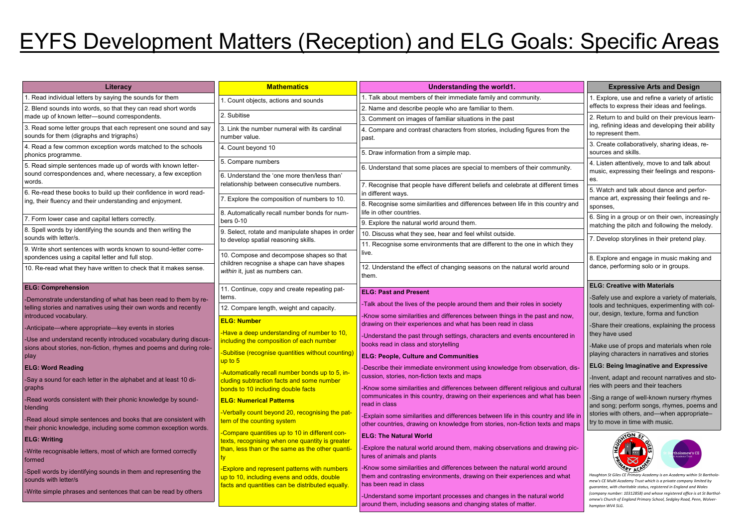# EYFS Development Matters (Reception) and ELG Goals: Specific Areas

## Literacy

1. Read individual letters by saying the sounds for them
2. Blend sounds into words, so that they can read short words made up of known letter—sound correspondents.
3. Read some letter groups that each represent one sound and say sounds for them (digraphs and trigraphs)
4. Read a few common exception words matched to the schools phonics programme.
5. Read simple sentences made up of words with known letter-sound correspondences and, where necessary, a few exception words.
6. Re-read these books to build up their confidence in word reading, their fluency and their understanding and enjoyment.
7. Form lower case and capital letters correctly.
8. Spell words by identifying the sounds and then writing the sounds with letter/s.
9. Write short sentences with words known to sound-letter correspondences using a capital letter and full stop.
10. Re-read what they have written to check that it makes sense.

**ELG: Comprehension**

-Demonstrate understanding of what has been read to them by retelling stories and narratives using their own words and recently introduced vocabulary.

-Anticipate—where appropriate—key events in stories

-Use and understand recently introduced vocabulary during discussions about stories, non-fiction, rhymes and poems and during role-play

**ELG: Word Reading**

-Say a sound for each letter in the alphabet and at least 10 digraphs

-Read words consistent with their phonic knowledge by sound-blending

-Read aloud simple sentences and books that are consistent with their phonic knowledge, including some common exception words.

**ELG: Writing**

-Write recognisable letters, most of which are formed correctly formed

-Spell words by identifying sounds in them and representing the sounds with letter/s

-Write simple phrases and sentences that can be read by others

## Mathematics

1. Count objects, actions and sounds
2. Subitise
3. Link the number numeral with its cardinal number value.
4. Count beyond 10
5. Compare numbers
6. Understand the 'one more then/less than' relationship between consecutive numbers.
7. Explore the composition of numbers to 10.
8. Automatically recall number bonds for numbers 0-10
9. Select, rotate and manipulate shapes in order to develop spatial reasoning skills.
10. Compose and decompose shapes so that children recognise a shape can have shapes *within* it, just as numbers can.
11. Continue, copy and create repeating patterns.
12. Compare length, weight and capacity.

**ELG: Number**

-Have a deep understanding of number to 10, including the composition of each number

-Subitise (recognise quantities without counting) up to 5

-Automatically recall number bonds up to 5, including subtraction facts and some number bonds to 10 including double facts

**ELG: Numerical Patterns**

-Verbally count beyond 20, recognising the pattern of the counting system

-Compare quantities up to 10 in different contexts, recognising when one quantity is greater than, less than or the same as the other quantity

-Explore and represent patterns with numbers up to 10, including evens and odds, double facts and quantities can be distributed equally.

## Understanding the world1.

1. Talk about members of their immediate family and community.
2. Name and describe people who are familiar to them.
3. Comment on images of familiar situations in the past
4. Compare and contrast characters from stories, including figures from the past.
5. Draw information from a simple map.
6. Understand that some places are special to members of their community.
7. Recognise that people have different beliefs and celebrate at different times in different ways.
8. Recognise some similarities and differences between life in this country and life in other countries.
9. Explore the natural world around them.
10. Discuss what they see, hear and feel whilst outside.
11. Recognise some environments that are different to the one in which they live.
12. Understand the effect of changing seasons on the natural world around them.

**ELG: Past and Present**

-Talk about the lives of the people around them and their roles in society

-Know some similarities and differences between things in the past and now, drawing on their experiences and what has been read in class

-Understand the past through settings, characters and events encountered in books read in class and storytelling

**ELG: People, Culture and Communities**

-Describe their immediate environment using knowledge from observation, discussion, stories, non-fiction texts and maps

-Know some similarities and differences between different religious and cultural communicates in this country, drawing on their experiences and what has been read in class

-Explain some similarities and differences between life in this country and life in other countries, drawing on knowledge from stories, non-fiction texts and maps

**ELG: The Natural World**

-Explore the natural world around them, making observations and drawing pictures of animals and plants

-Know some similarities and differences between the natural world around them and contrasting environments, drawing on their experiences and what has been read in class

-Understand some important processes and changes in the natural world around them, including seasons and changing states of matter.

## Expressive Arts and Design

1. Explore, use and refine a variety of artistic effects to express their ideas and feelings.
2. Return to and build on their previous learning, refining ideas and developing their ability to represent them.
3. Create collaboratively, sharing ideas, resources and skills.
4. Listen attentively, move to and talk about music, expressing their feelings and responses.
5. Watch and talk about dance and performance art, expressing their feelings and responses,
6. Sing in a group or on their own, increasingly matching the pitch and following the melody.
7. Develop storylines in their pretend play.
8. Explore and engage in music making and dance, performing solo or in groups.

**ELG: Creative with Materials**

-Safely use and explore a variety of materials, tools and techniques, experimenting with colour, design, texture, forma and function

-Share their creations, explaining the process they have used

-Make use of props and materials when role playing characters in narratives and stories

**ELG: Being Imaginative and Expressive**

-Invent, adapt and recount narratives and stories with peers and their teachers

-Sing a range of well-known nursery rhymes and song; perform songs, rhymes, poems and stories with others, and—when appropriate– try to move in time with music.

*Haughton St Giles CE Primary Academy is an Academy within St Bartholomew's CE Multi Academy Trust which is a private company limited by guarantee, with charitable status, registered in England and Wales (company number: 10312858) and whose registered office is at St Bartholomew's Church of England Primary School, Sedgley Road, Penn, Wolverhampton WV4 5LG.*